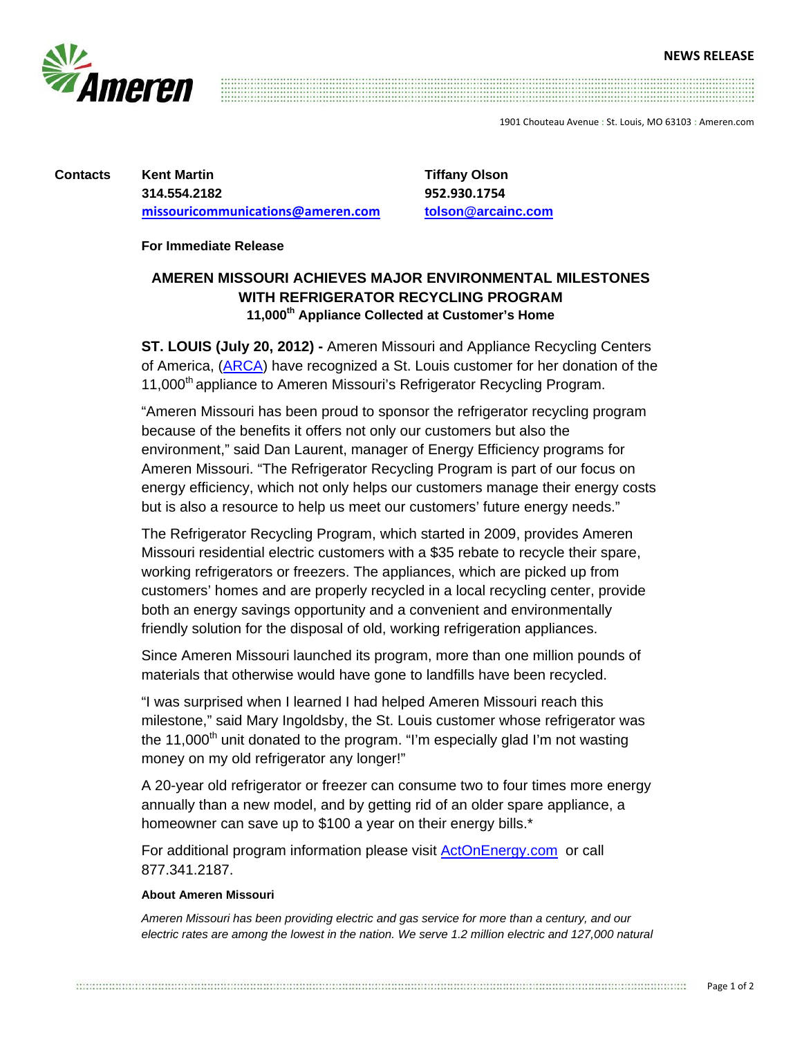NEWS RELEASE

Ameren

1901 Chouteau Avenue : St. Louis, MO 63103 : Ameren.com

**Contacts**

**Kent Martin**
**314.554.2182**
**missouricommunications@ameren.com**

**Tiffany Olson**
**952.930.1754**
**tolson@arcainc.com**

**For Immediate Release**

## AMEREN MISSOURI ACHIEVES MAJOR ENVIRONMENTAL MILESTONES WITH REFRIGERATOR RECYCLING PROGRAM

### 11,000th Appliance Collected at Customer's Home

**ST. LOUIS (July 20, 2012) -** Ameren Missouri and Appliance Recycling Centers of America, (ARCA) have recognized a St. Louis customer for her donation of the 11,000th appliance to Ameren Missouri's Refrigerator Recycling Program.

"Ameren Missouri has been proud to sponsor the refrigerator recycling program because of the benefits it offers not only our customers but also the environment," said Dan Laurent, manager of Energy Efficiency programs for Ameren Missouri. "The Refrigerator Recycling Program is part of our focus on energy efficiency, which not only helps our customers manage their energy costs but is also a resource to help us meet our customers' future energy needs."

The Refrigerator Recycling Program, which started in 2009, provides Ameren Missouri residential electric customers with a $35 rebate to recycle their spare, working refrigerators or freezers. The appliances, which are picked up from customers' homes and are properly recycled in a local recycling center, provide both an energy savings opportunity and a convenient and environmentally friendly solution for the disposal of old, working refrigeration appliances.

Since Ameren Missouri launched its program, more than one million pounds of materials that otherwise would have gone to landfills have been recycled.

"I was surprised when I learned I had helped Ameren Missouri reach this milestone," said Mary Ingoldsby, the St. Louis customer whose refrigerator was the 11,000th unit donated to the program. "I'm especially glad I'm not wasting money on my old refrigerator any longer!"

A 20-year old refrigerator or freezer can consume two to four times more energy annually than a new model, and by getting rid of an older spare appliance, a homeowner can save up to $100 a year on their energy bills.*

For additional program information please visit ActOnEnergy.com or call 877.341.2187.

**About Ameren Missouri**

*Ameren Missouri has been providing electric and gas service for more than a century, and our electric rates are among the lowest in the nation. We serve 1.2 million electric and 127,000 natural*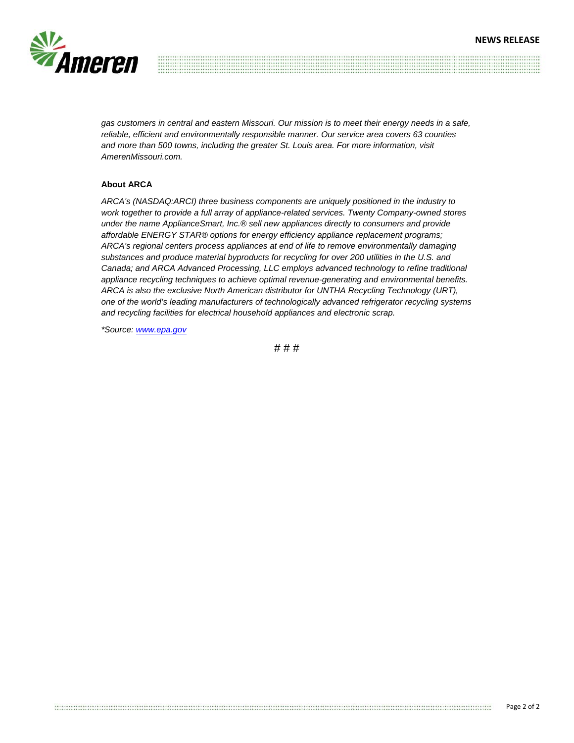*gas customers in central and eastern Missouri. Our mission is to meet their energy needs in a safe, reliable, efficient and environmentally responsible manner. Our service area covers 63 counties and more than 500 towns, including the greater St. Louis area. For more information, visit AmerenMissouri.com.*

**About ARCA**

*ARCA's (NASDAQ:ARCI) three business components are uniquely positioned in the industry to work together to provide a full array of appliance-related services. Twenty Company-owned stores under the name ApplianceSmart, Inc.® sell new appliances directly to consumers and provide affordable ENERGY STAR® options for energy efficiency appliance replacement programs; ARCA's regional centers process appliances at end of life to remove environmentally damaging substances and produce material byproducts for recycling for over 200 utilities in the U.S. and Canada; and ARCA Advanced Processing, LLC employs advanced technology to refine traditional appliance recycling techniques to achieve optimal revenue-generating and environmental benefits. ARCA is also the exclusive North American distributor for UNTHA Recycling Technology (URT), one of the world's leading manufacturers of technologically advanced refrigerator recycling systems and recycling facilities for electrical household appliances and electronic scrap.*

*\*Source: [www.epa.gov](http://www.epa.gov)*

# # #